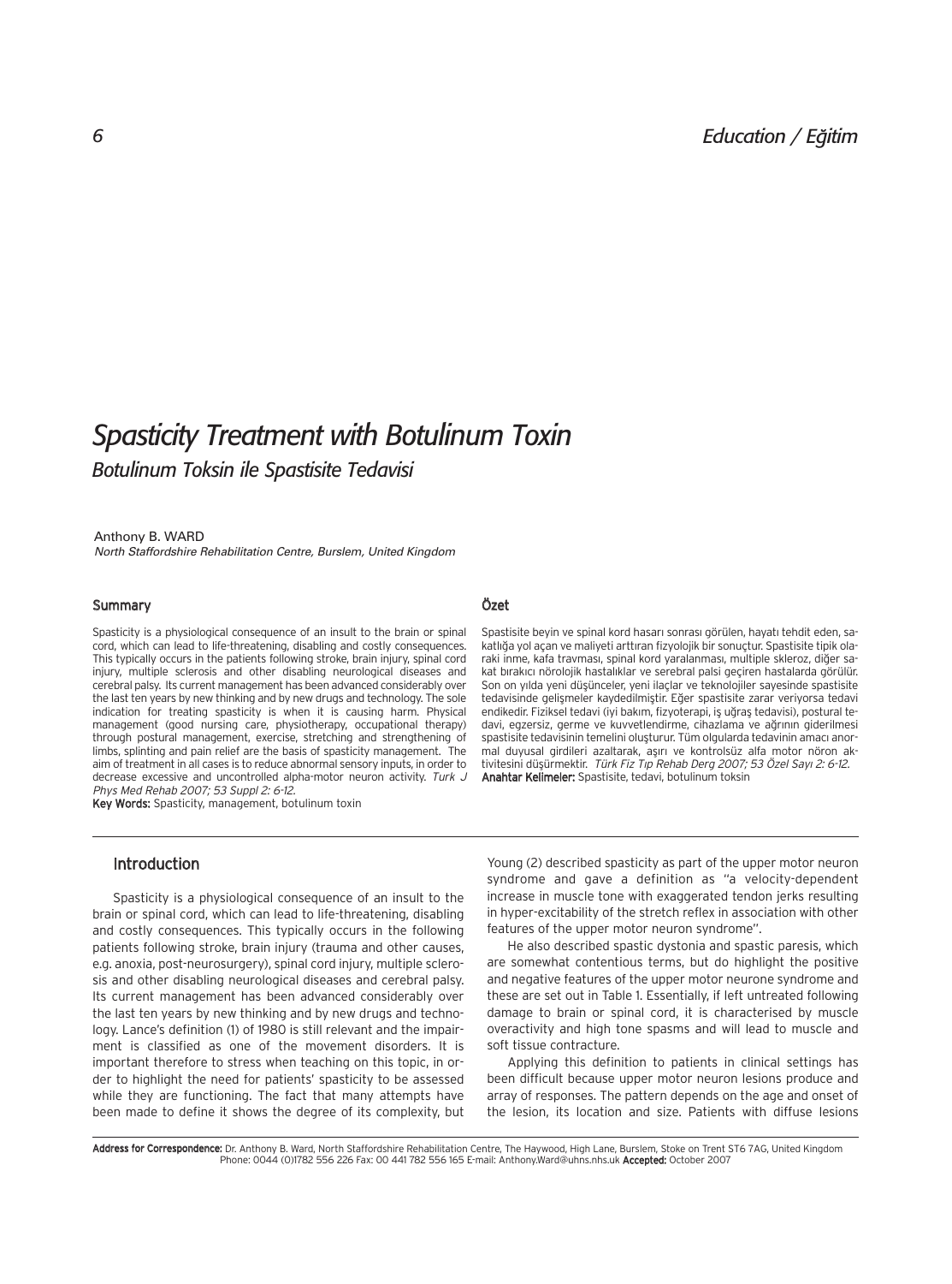# Spasticity Treatment with Botulinum Toxin

## Botulinum Toksin ile Spastisite Tedavisi

Anthony B. WARD

*North Staffordshire Rehabilitation Centre, Burslem, United Kingdom*

### Summary

Spasticity is a physiological consequence of an insult to the brain or spinal cord, which can lead to life-threatening, disabling and costly consequences. This typically occurs in the patients following stroke, brain injury, spinal cord injury, multiple sclerosis and other disabling neurological diseases and cerebral palsy. Its current management has been advanced considerably over the last ten years by new thinking and by new drugs and technology. The sole indication for treating spasticity is when it is causing harm. Physical management (good nursing care, physiotherapy, occupational therapy) through postural management, exercise, stretching and strengthening of limbs, splinting and pain relief are the basis of spasticity management. The aim of treatment in all cases is to reduce abnormal sensory inputs, in order to decrease excessive and uncontrolled alpha-motor neuron activity. *Turk J Phys Med Rehab 2007; 53 Suppl 2: 6-12.*

**Key Words:** Spasticity, management, botulinum toxin

### Özet

Spastisite beyin ve spinal kord hasarı sonrası görülen, hayatı tehdit eden, sakatlığa yol açan ve maliyeti arttıran fizyolojik bir sonuçtur. Spastisite tipik olaraki inme, kafa travması, spinal kord yaralanması, multiple skleroz, diğer sakat bırakıcı nörolojik hastalıklar ve serebral palsi geçiren hastalarda görülür. Son on yılda yeni düşünceler, yeni ilaçlar ve teknolojiler sayesinde spastisite tedavisinde gelişmeler kaydedilmiştir. Eğer spastisite zarar veriyorsa tedavi endikedir. Fiziksel tedavi (iyi bakım, fizyoterapi, iş uğraş tedavisi), postural tedavi, egzersiz, germe ve kuvvetlendirme, cihazlama ve ağrının giderilmesi spastisite tedavisinin temelini oluşturur. Tüm olgularda tedavinin amacı anormal duyusal girdileri azaltarak, aşırı ve kontrolsüz alfa motor nöron aktivitesini düşürmektir. *Türk Fiz Tıp Rehab Derg 2007; 53 Özel Sayı 2: 6-12.*

**Anahtar Kelimeler:** Spastisite, tedavi, botulinum toksin

## Introduction

Spasticity is a physiological consequence of an insult to the brain or spinal cord, which can lead to life-threatening, disabling and costly consequences. This typically occurs in the following patients following stroke, brain injury (trauma and other causes, e.g. anoxia, post-neurosurgery), spinal cord injury, multiple sclerosis and other disabling neurological diseases and cerebral palsy. Its current management has been advanced considerably over the last ten years by new thinking and by new drugs and technology. Lance's definition (1) of 1980 is still relevant and the impairment is classified as one of the movement disorders. It is important therefore to stress when teaching on this topic, in order to highlight the need for patients' spasticity to be assessed while they are functioning. The fact that many attempts have been made to define it shows the degree of its complexity, but Young (2) described spasticity as part of the upper motor neuron syndrome and gave a definition as "a velocity-dependent increase in muscle tone with exaggerated tendon jerks resulting in hyper-excitability of the stretch reflex in association with other features of the upper motor neuron syndrome".

He also described spastic dystonia and spastic paresis, which are somewhat contentious terms, but do highlight the positive and negative features of the upper motor neurone syndrome and these are set out in Table 1. Essentially, if left untreated following damage to brain or spinal cord, it is characterised by muscle overactivity and high tone spasms and will lead to muscle and soft tissue contracture.

Applying this definition to patients in clinical settings has been difficult because upper motor neuron lesions produce and array of responses. The pattern depends on the age and onset of the lesion, its location and size. Patients with diffuse lesions

**Address for Correspondence:** Dr. Anthony B. Ward, North Staffordshire Rehabilitation Centre, The Haywood, High Lane, Burslem, Stoke on Trent ST6 7AG, United Kingdom Phone: 0044 (0)1782 556 226 Fax: 00 441 782 556 165 E-mail: Anthony.Ward@uhns.nhs.uk **Accepted:** October 2007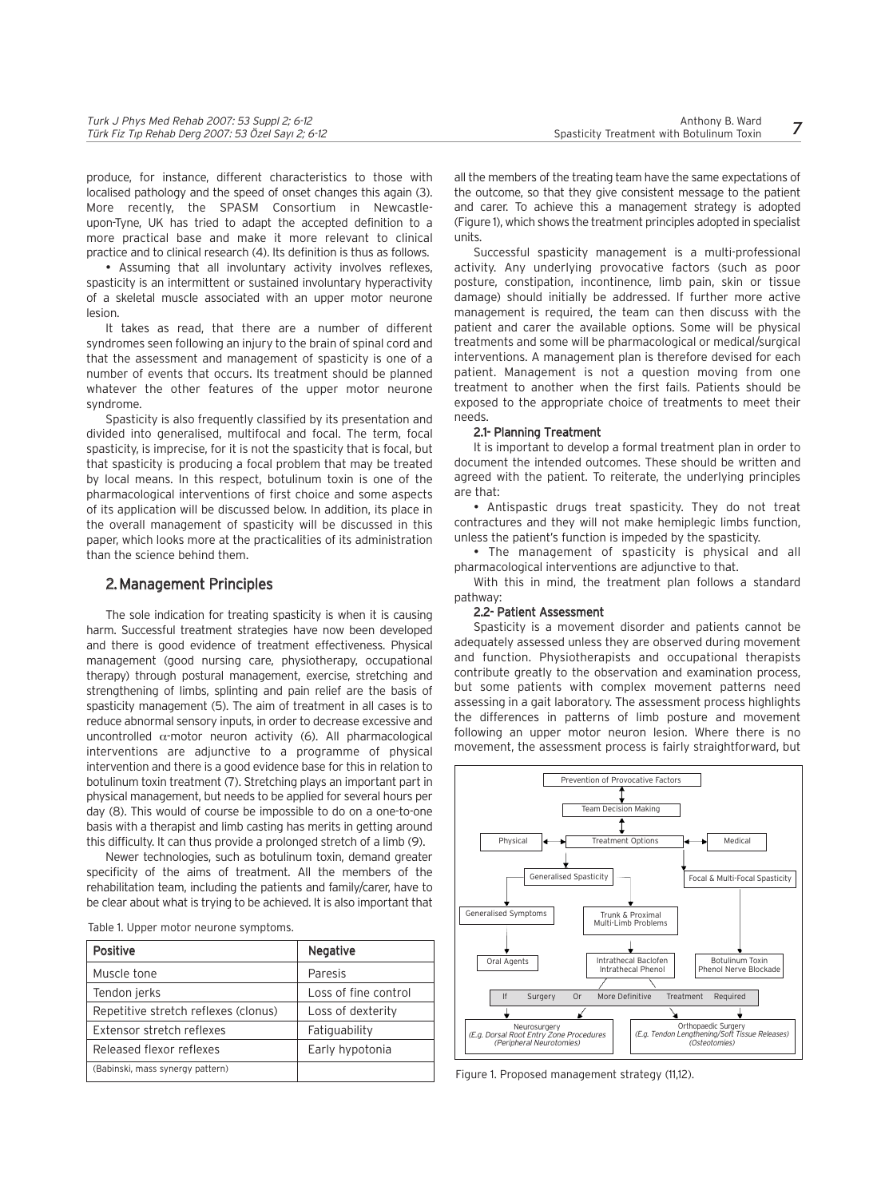produce, for instance, different characteristics to those with localised pathology and the speed of onset changes this again (3). More recently, the SPASM Consortium in Newcastle-upon-Tyne, UK has tried to adapt the accepted definition to a more practical base and make it more relevant to clinical practice and to clinical research (4). Its definition is thus as follows.

- Assuming that all involuntary activity involves reflexes, spasticity is an intermittent or sustained involuntary hyperactivity of a skeletal muscle associated with an upper motor neurone lesion.

It takes as read, that there are a number of different syndromes seen following an injury to the brain of spinal cord and that the assessment and management of spasticity is one of a number of events that occurs. Its treatment should be planned whatever the other features of the upper motor neurone syndrome.

Spasticity is also frequently classified by its presentation and divided into generalised, multifocal and focal. The term, focal spasticity, is imprecise, for it is not the spasticity that is focal, but that spasticity is producing a focal problem that may be treated by local means. In this respect, botulinum toxin is one of the pharmacological interventions of first choice and some aspects of its application will be discussed below. In addition, its place in the overall management of spasticity will be discussed in this paper, which looks more at the practicalities of its administration than the science behind them.

## 2. Management Principles

The sole indication for treating spasticity is when it is causing harm. Successful treatment strategies have now been developed and there is good evidence of treatment effectiveness. Physical management (good nursing care, physiotherapy, occupational therapy) through postural management, exercise, stretching and strengthening of limbs, splinting and pain relief are the basis of spasticity management (5). The aim of treatment in all cases is to reduce abnormal sensory inputs, in order to decrease excessive and uncontrolled $\alpha$-motor neuron activity (6). All pharmacological interventions are adjunctive to a programme of physical intervention and there is a good evidence base for this in relation to botulinum toxin treatment (7). Stretching plays an important part in physical management, but needs to be applied for several hours per day (8). This would of course be impossible to do on a one-to-one basis with a therapist and limb casting has merits in getting around this difficulty. It can thus provide a prolonged stretch of a limb (9).

Newer technologies, such as botulinum toxin, demand greater specificity of the aims of treatment. All the members of the rehabilitation team, including the patients and family/carer, have to be clear about what is trying to be achieved. It is also important that all the members of the treating team have the same expectations of the outcome, so that they give consistent message to the patient and carer. To achieve this a management strategy is adopted (Figure 1), which shows the treatment principles adopted in specialist units.

Table 1. Upper motor neurone symptoms.

| Positive | Negative |
|---|---|
| Muscle tone | Paresis |
| Tendon jerks | Loss of fine control |
| Repetitive stretch reflexes (clonus) | Loss of dexterity |
| Extensor stretch reflexes | Fatiguability |
| Released flexor reflexes | Early hypotonia |
| (Babinski, mass synergy pattern) | |

Successful spasticity management is a multi-professional activity. Any underlying provocative factors (such as poor posture, constipation, incontinence, limb pain, skin or tissue damage) should initially be addressed. If further more active management is required, the team can then discuss with the patient and carer the available options. Some will be physical treatments and some will be pharmacological or medical/surgical interventions. A management plan is therefore devised for each patient. Management is not a question moving from one treatment to another when the first fails. Patients should be exposed to the appropriate choice of treatments to meet their needs.

### 2.1- Planning Treatment

It is important to develop a formal treatment plan in order to document the intended outcomes. These should be written and agreed with the patient. To reiterate, the underlying principles are that:

- Antispastic drugs treat spasticity. They do not treat contractures and they will not make hemiplegic limbs function, unless the patient's function is impeded by the spasticity.
- The management of spasticity is physical and all pharmacological interventions are adjunctive to that.

With this in mind, the treatment plan follows a standard pathway:

### 2.2- Patient Assessment

Spasticity is a movement disorder and patients cannot be adequately assessed unless they are observed during movement and function. Physiotherapists and occupational therapists contribute greatly to the observation and examination process, but some patients with complex movement patterns need assessing in a gait laboratory. The assessment process highlights the differences in patterns of limb posture and movement following an upper motor neuron lesion. Where there is no movement, the assessment process is fairly straightforward, but

Prevention of Provocative Factors → Team Decision Making → Treatment Options (Physical / Medical)

- Generalised Spasticity
  - Generalised Symptoms → Oral Agents
  - Trunk & Proximal Multi-Limb Problems → Intrathecal Baclofen, Intrathecal Phenol
- Focal & Multi-Focal Spasticity → Botulinum Toxin, Phenol Nerve Blockade

If Surgery Or More Definitive Treatment Required:

- Neurosurgery (*E.g. Dorsal Root Entry Zone Procedures (Peripheral Neurotomies)*)
- Orthopaedic Surgery (*E.g. Tendon Lengthening/Soft Tissue Releases) (Osteotomies)*)

Figure 1. Proposed management strategy (11,12).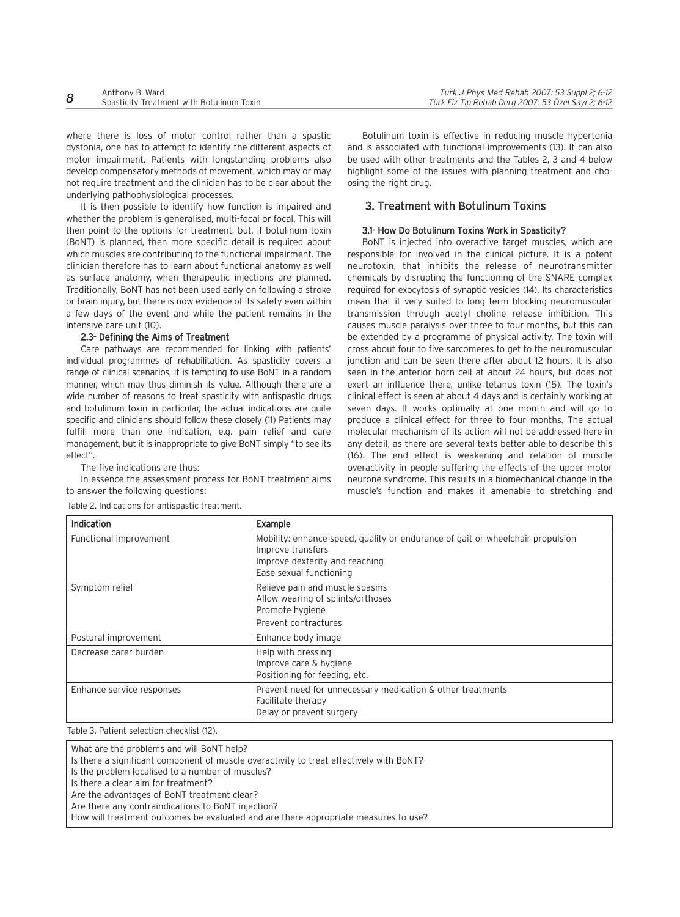where there is loss of motor control rather than a spastic dystonia, one has to attempt to identify the different aspects of motor impairment. Patients with longstanding problems also develop compensatory methods of movement, which may or may not require treatment and the clinician has to be clear about the underlying pathophysiological processes.

It is then possible to identify how function is impaired and whether the problem is generalised, multi-focal or focal. This will then point to the options for treatment, but, if botulinum toxin (BoNT) is planned, then more specific detail is required about which muscles are contributing to the functional impairment. The clinician therefore has to learn about functional anatomy as well as surface anatomy, when therapeutic injections are planned. Traditionally, BoNT has not been used early on following a stroke or brain injury, but there is now evidence of its safety even within a few days of the event and while the patient remains in the intensive care unit (10).

### 2.3- Defining the Aims of Treatment

Care pathways are recommended for linking with patients' individual programmes of rehabilitation. As spasticity covers a range of clinical scenarios, it is tempting to use BoNT in a random manner, which may thus diminish its value. Although there are a wide number of reasons to treat spasticity with antispastic drugs and botulinum toxin in particular, the actual indications are quite specific and clinicians should follow these closely (11) Patients may fulfill more than one indication, e.g. pain relief and care management, but it is inappropriate to give BoNT simply "to see its effect".

The five indications are thus:

In essence the assessment process for BoNT treatment aims to answer the following questions:

Botulinum toxin is effective in reducing muscle hypertonia and is associated with functional improvements (13). It can also be used with other treatments and the Tables 2, 3 and 4 below highlight some of the issues with planning treatment and choosing the right drug.

## 3. Treatment with Botulinum Toxins

### 3.1- How Do Botulinum Toxins Work in Spasticity?

BoNT is injected into overactive target muscles, which are responsible for involved in the clinical picture. It is a potent neurotoxin, that inhibits the release of neurotransmitter chemicals by disrupting the functioning of the SNARE complex required for exocytosis of synaptic vesicles (14). Its characteristics mean that it very suited to long term blocking neuromuscular transmission through acetyl choline release inhibition. This causes muscle paralysis over three to four months, but this can be extended by a programme of physical activity. The toxin will cross about four to five sarcomeres to get to the neuromuscular junction and can be seen there after about 12 hours. It is also seen in the anterior horn cell at about 24 hours, but does not exert an influence there, unlike tetanus toxin (15). The toxin's clinical effect is seen at about 4 days and is certainly working at seven days. It works optimally at one month and will go to produce a clinical effect for three to four months. The actual molecular mechanism of its action will not be addressed here in any detail, as there are several texts better able to describe this (16). The end effect is weakening and relation of muscle overactivity in people suffering the effects of the upper motor neurone syndrome. This results in a biomechanical change in the muscle's function and makes it amenable to stretching and

Table 2. Indications for antispastic treatment.

| Indication | Example |
|---|---|
| Functional improvement | Mobility: enhance speed, quality or endurance of gait or wheelchair propulsion<br>Improve transfers<br>Improve dexterity and reaching<br>Ease sexual functioning |
| Symptom relief | Relieve pain and muscle spasms<br>Allow wearing of splints/orthoses<br>Promote hygiene<br>Prevent contractures |
| Postural improvement | Enhance body image |
| Decrease carer burden | Help with dressing<br>Improve care & hygiene<br>Positioning for feeding, etc. |
| Enhance service responses | Prevent need for unnecessary medication & other treatments<br>Facilitate therapy<br>Delay or prevent surgery |

Table 3. Patient selection checklist (12).

| |
|---|
| What are the problems and will BoNT help?<br>Is there a significant component of muscle overactivity to treat effectively with BoNT?<br>Is the problem localised to a number of muscles?<br>Is there a clear aim for treatment?<br>Are the advantages of BoNT treatment clear?<br>Are there any contraindications to BoNT injection?<br>How will treatment outcomes be evaluated and are there appropriate measures to use? |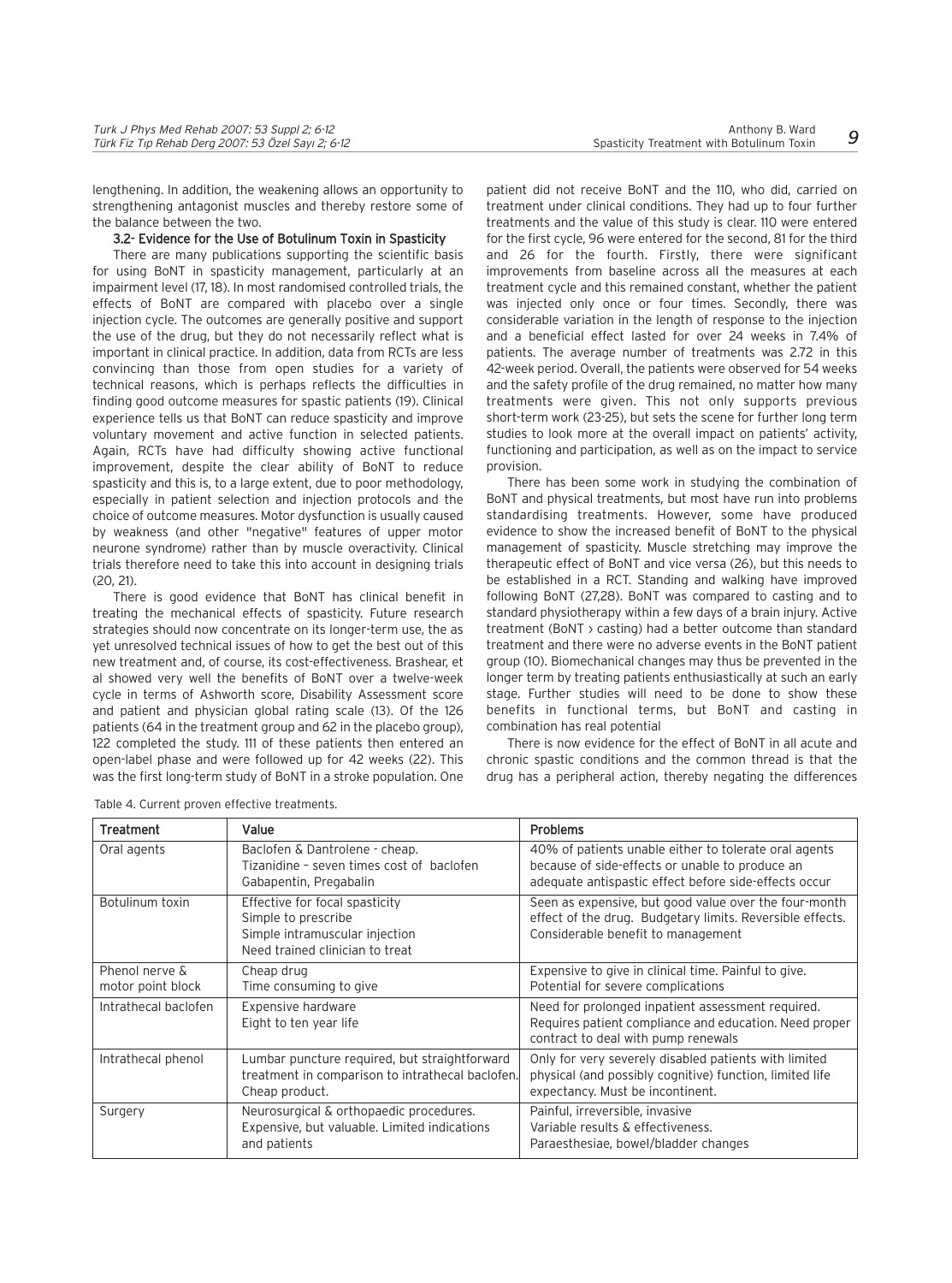lengthening. In addition, the weakening allows an opportunity to strengthening antagonist muscles and thereby restore some of the balance between the two.

### 3.2- Evidence for the Use of Botulinum Toxin in Spasticity

There are many publications supporting the scientific basis for using BoNT in spasticity management, particularly at an impairment level (17, 18). In most randomised controlled trials, the effects of BoNT are compared with placebo over a single injection cycle. The outcomes are generally positive and support the use of the drug, but they do not necessarily reflect what is important in clinical practice. In addition, data from RCTs are less convincing than those from open studies for a variety of technical reasons, which is perhaps reflects the difficulties in finding good outcome measures for spastic patients (19). Clinical experience tells us that BoNT can reduce spasticity and improve voluntary movement and active function in selected patients. Again, RCTs have had difficulty showing active functional improvement, despite the clear ability of BoNT to reduce spasticity and this is, to a large extent, due to poor methodology, especially in patient selection and injection protocols and the choice of outcome measures. Motor dysfunction is usually caused by weakness (and other "negative" features of upper motor neurone syndrome) rather than by muscle overactivity. Clinical trials therefore need to take this into account in designing trials (20, 21).

There is good evidence that BoNT has clinical benefit in treating the mechanical effects of spasticity. Future research strategies should now concentrate on its longer-term use, the as yet unresolved technical issues of how to get the best out of this new treatment and, of course, its cost-effectiveness. Brashear, et al showed very well the benefits of BoNT over a twelve-week cycle in terms of Ashworth score, Disability Assessment score and patient and physician global rating scale (13). Of the 126 patients (64 in the treatment group and 62 in the placebo group), 122 completed the study. 111 of these patients then entered an open-label phase and were followed up for 42 weeks (22). This was the first long-term study of BoNT in a stroke population. One patient did not receive BoNT and the 110, who did, carried on treatment under clinical conditions. They had up to four further treatments and the value of this study is clear. 110 were entered for the first cycle, 96 were entered for the second, 81 for the third and 26 for the fourth. Firstly, there were significant improvements from baseline across all the measures at each treatment cycle and this remained constant, whether the patient was injected only once or four times. Secondly, there was considerable variation in the length of response to the injection and a beneficial effect lasted for over 24 weeks in 7.4% of patients. The average number of treatments was 2.72 in this 42-week period. Overall, the patients were observed for 54 weeks and the safety profile of the drug remained, no matter how many treatments were given. This not only supports previous short-term work (23-25), but sets the scene for further long term studies to look more at the overall impact on patients' activity, functioning and participation, as well as on the impact to service provision.

There has been some work in studying the combination of BoNT and physical treatments, but most have run into problems standardising treatments. However, some have produced evidence to show the increased benefit of BoNT to the physical management of spasticity. Muscle stretching may improve the therapeutic effect of BoNT and vice versa (26), but this needs to be established in a RCT. Standing and walking have improved following BoNT (27,28). BoNT was compared to casting and to standard physiotherapy within a few days of a brain injury. Active treatment (BoNT > casting) had a better outcome than standard treatment and there were no adverse events in the BoNT patient group (10). Biomechanical changes may thus be prevented in the longer term by treating patients enthusiastically at such an early stage. Further studies will need to be done to show these benefits in functional terms, but BoNT and casting in combination has real potential

There is now evidence for the effect of BoNT in all acute and chronic spastic conditions and the common thread is that the drug has a peripheral action, thereby negating the differences

Table 4. Current proven effective treatments.

| Treatment | Value | Problems |
|---|---|---|
| Oral agents | Baclofen & Dantrolene - cheap.<br>Tizanidine – seven times cost of baclofen<br>Gabapentin, Pregabalin | 40% of patients unable either to tolerate oral agents because of side-effects or unable to produce an adequate antispastic effect before side-effects occur |
| Botulinum toxin | Effective for focal spasticity<br>Simple to prescribe<br>Simple intramuscular injection<br>Need trained clinician to treat | Seen as expensive, but good value over the four-month effect of the drug. Budgetary limits. Reversible effects. Considerable benefit to management |
| Phenol nerve & motor point block | Cheap drug<br>Time consuming to give | Expensive to give in clinical time. Painful to give. Potential for severe complications |
| Intrathecal baclofen | Expensive hardware<br>Eight to ten year life | Need for prolonged inpatient assessment required. Requires patient compliance and education. Need proper contract to deal with pump renewals |
| Intrathecal phenol | Lumbar puncture required, but straightforward treatment in comparison to intrathecal baclofen. Cheap product. | Only for very severely disabled patients with limited physical (and possibly cognitive) function, limited life expectancy. Must be incontinent. |
| Surgery | Neurosurgical & orthopaedic procedures.<br>Expensive, but valuable. Limited indications and patients | Painful, irreversible, invasive<br>Variable results & effectiveness.<br>Paraesthesiae, bowel/bladder changes |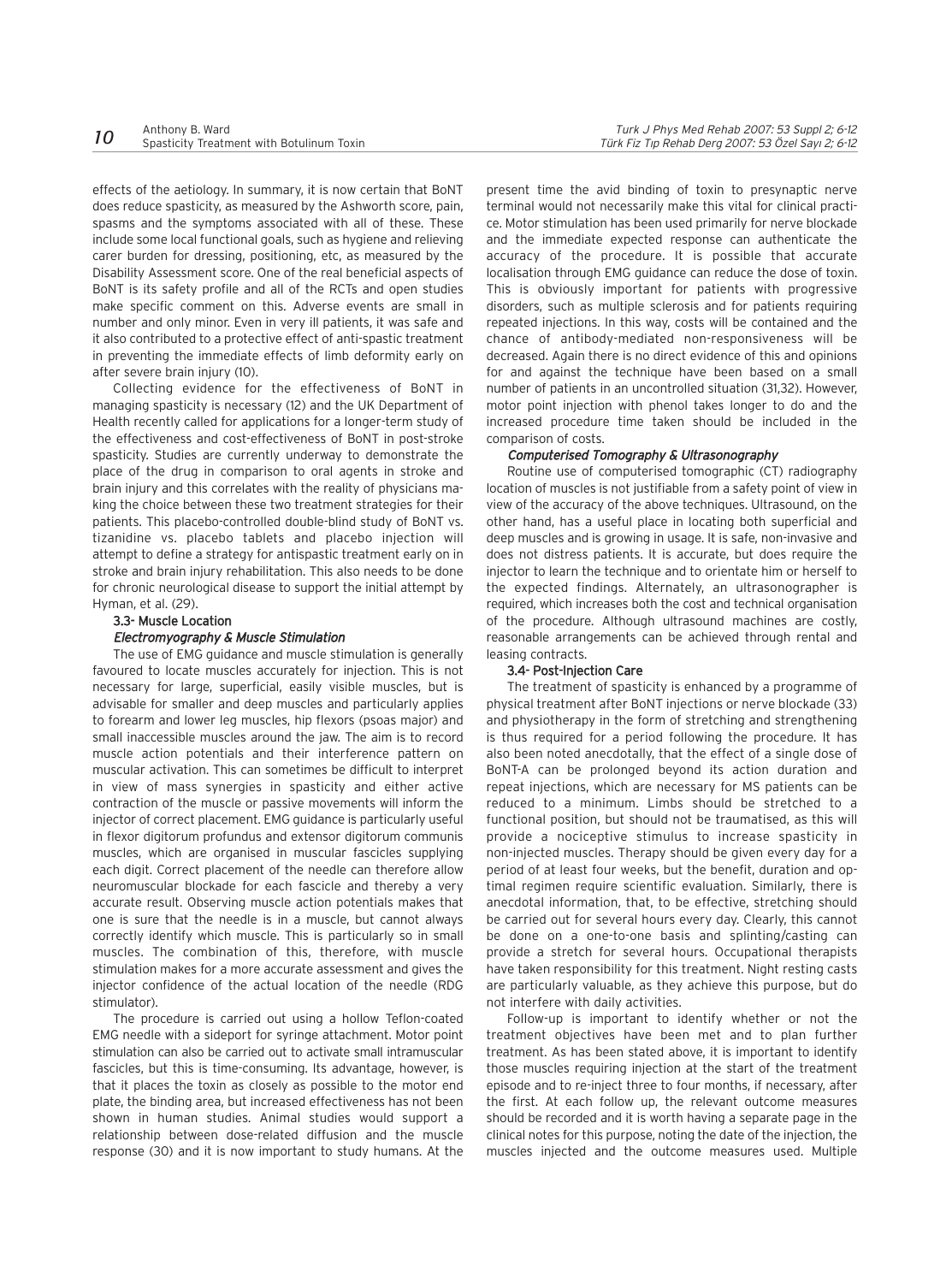effects of the aetiology. In summary, it is now certain that BoNT does reduce spasticity, as measured by the Ashworth score, pain, spasms and the symptoms associated with all of these. These include some local functional goals, such as hygiene and relieving carer burden for dressing, positioning, etc, as measured by the Disability Assessment score. One of the real beneficial aspects of BoNT is its safety profile and all of the RCTs and open studies make specific comment on this. Adverse events are small in number and only minor. Even in very ill patients, it was safe and it also contributed to a protective effect of anti-spastic treatment in preventing the immediate effects of limb deformity early on after severe brain injury (10).

Collecting evidence for the effectiveness of BoNT in managing spasticity is necessary (12) and the UK Department of Health recently called for applications for a longer-term study of the effectiveness and cost-effectiveness of BoNT in post-stroke spasticity. Studies are currently underway to demonstrate the place of the drug in comparison to oral agents in stroke and brain injury and this correlates with the reality of physicians making the choice between these two treatment strategies for their patients. This placebo-controlled double-blind study of BoNT vs. tizanidine vs. placebo tablets and placebo injection will attempt to define a strategy for antispastic treatment early on in stroke and brain injury rehabilitation. This also needs to be done for chronic neurological disease to support the initial attempt by Hyman, et al. (29).

### 3.3- Muscle Location

#### *Electromyography & Muscle Stimulation*

The use of EMG guidance and muscle stimulation is generally favoured to locate muscles accurately for injection. This is not necessary for large, superficial, easily visible muscles, but is advisable for smaller and deep muscles and particularly applies to forearm and lower leg muscles, hip flexors (psoas major) and small inaccessible muscles around the jaw. The aim is to record muscle action potentials and their interference pattern on muscular activation. This can sometimes be difficult to interpret in view of mass synergies in spasticity and either active contraction of the muscle or passive movements will inform the injector of correct placement. EMG guidance is particularly useful in flexor digitorum profundus and extensor digitorum communis muscles, which are organised in muscular fascicles supplying each digit. Correct placement of the needle can therefore allow neuromuscular blockade for each fascicle and thereby a very accurate result. Observing muscle action potentials makes that one is sure that the needle is in a muscle, but cannot always correctly identify which muscle. This is particularly so in small muscles. The combination of this, therefore, with muscle stimulation makes for a more accurate assessment and gives the injector confidence of the actual location of the needle (RDG stimulator).

The procedure is carried out using a hollow Teflon-coated EMG needle with a sideport for syringe attachment. Motor point stimulation can also be carried out to activate small intramuscular fascicles, but this is time-consuming. Its advantage, however, is that it places the toxin as closely as possible to the motor end plate, the binding area, but increased effectiveness has not been shown in human studies. Animal studies would support a relationship between dose-related diffusion and the muscle response (30) and it is now important to study humans. At the present time the avid binding of toxin to presynaptic nerve terminal would not necessarily make this vital for clinical practice. Motor stimulation has been used primarily for nerve blockade and the immediate expected response can authenticate the accuracy of the procedure. It is possible that accurate localisation through EMG guidance can reduce the dose of toxin. This is obviously important for patients with progressive disorders, such as multiple sclerosis and for patients requiring repeated injections. In this way, costs will be contained and the chance of antibody-mediated non-responsiveness will be decreased. Again there is no direct evidence of this and opinions for and against the technique have been based on a small number of patients in an uncontrolled situation (31,32). However, motor point injection with phenol takes longer to do and the increased procedure time taken should be included in the comparison of costs.

#### *Computerised Tomography & Ultrasonography*

Routine use of computerised tomographic (CT) radiography location of muscles is not justifiable from a safety point of view in view of the accuracy of the above techniques. Ultrasound, on the other hand, has a useful place in locating both superficial and deep muscles and is growing in usage. It is safe, non-invasive and does not distress patients. It is accurate, but does require the injector to learn the technique and to orientate him or herself to the expected findings. Alternately, an ultrasonographer is required, which increases both the cost and technical organisation of the procedure. Although ultrasound machines are costly, reasonable arrangements can be achieved through rental and leasing contracts.

### 3.4- Post-Injection Care

The treatment of spasticity is enhanced by a programme of physical treatment after BoNT injections or nerve blockade (33) and physiotherapy in the form of stretching and strengthening is thus required for a period following the procedure. It has also been noted anecdotally, that the effect of a single dose of BoNT-A can be prolonged beyond its action duration and repeat injections, which are necessary for MS patients can be reduced to a minimum. Limbs should be stretched to a functional position, but should not be traumatised, as this will provide a nociceptive stimulus to increase spasticity in non-injected muscles. Therapy should be given every day for a period of at least four weeks, but the benefit, duration and optimal regimen require scientific evaluation. Similarly, there is anecdotal information, that, to be effective, stretching should be carried out for several hours every day. Clearly, this cannot be done on a one-to-one basis and splinting/casting can provide a stretch for several hours. Occupational therapists have taken responsibility for this treatment. Night resting casts are particularly valuable, as they achieve this purpose, but do not interfere with daily activities.

Follow-up is important to identify whether or not the treatment objectives have been met and to plan further treatment. As has been stated above, it is important to identify those muscles requiring injection at the start of the treatment episode and to re-inject three to four months, if necessary, after the first. At each follow up, the relevant outcome measures should be recorded and it is worth having a separate page in the clinical notes for this purpose, noting the date of the injection, the muscles injected and the outcome measures used. Multiple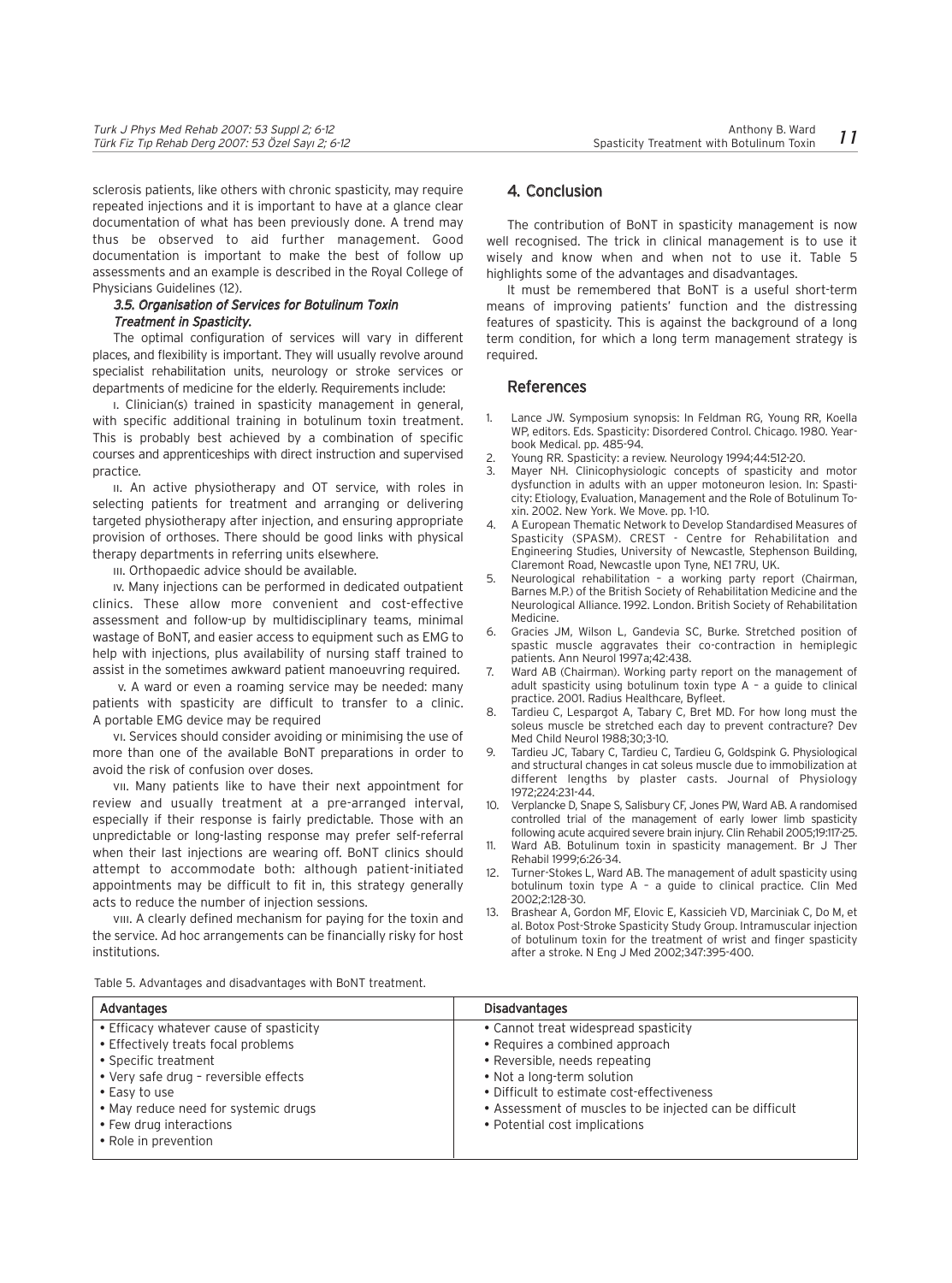sclerosis patients, like others with chronic spasticity, may require repeated injections and it is important to have at a glance clear documentation of what has been previously done. A trend may thus be observed to aid further management. Good documentation is important to make the best of follow up assessments and an example is described in the Royal College of Physicians Guidelines (12).

### *3.5. Organisation of Services for Botulinum Toxin Treatment in Spasticity.*

The optimal configuration of services will vary in different places, and flexibility is important. They will usually revolve around specialist rehabilitation units, neurology or stroke services or departments of medicine for the elderly. Requirements include:

I. Clinician(s) trained in spasticity management in general, with specific additional training in botulinum toxin treatment. This is probably best achieved by a combination of specific courses and apprenticeships with direct instruction and supervised practice.

II. An active physiotherapy and OT service, with roles in selecting patients for treatment and arranging or delivering targeted physiotherapy after injection, and ensuring appropriate provision of orthoses. There should be good links with physical therapy departments in referring units elsewhere.

III. Orthopaedic advice should be available.

IV. Many injections can be performed in dedicated outpatient clinics. These allow more convenient and cost-effective assessment and follow-up by multidisciplinary teams, minimal wastage of BoNT, and easier access to equipment such as EMG to help with injections, plus availability of nursing staff trained to assist in the sometimes awkward patient manoeuvring required.

V. A ward or even a roaming service may be needed: many patients with spasticity are difficult to transfer to a clinic. A portable EMG device may be required

VI. Services should consider avoiding or minimising the use of more than one of the available BoNT preparations in order to avoid the risk of confusion over doses.

VII. Many patients like to have their next appointment for review and usually treatment at a pre-arranged interval, especially if their response is fairly predictable. Those with an unpredictable or long-lasting response may prefer self-referral when their last injections are wearing off. BoNT clinics should attempt to accommodate both: although patient-initiated appointments may be difficult to fit in, this strategy generally acts to reduce the number of injection sessions.

VIII. A clearly defined mechanism for paying for the toxin and the service. Ad hoc arrangements can be financially risky for host institutions.

## 4. Conclusion

The contribution of BoNT in spasticity management is now well recognised. The trick in clinical management is to use it wisely and know when and when not to use it. Table 5 highlights some of the advantages and disadvantages.

It must be remembered that BoNT is a useful short-term means of improving patients' function and the distressing features of spasticity. This is against the background of a long term condition, for which a long term management strategy is required.

## References

1. Lance JW. Symposium synopsis: In Feldman RG, Young RR, Koella WP, editors. Eds. Spasticity: Disordered Control. Chicago. 1980. Yearbook Medical. pp. 485-94.
2. Young RR. Spasticity: a review. Neurology 1994;44:512-20.
3. Mayer NH. Clinicophysiologic concepts of spasticity and motor dysfunction in adults with an upper motoneuron lesion. In: Spasticity: Etiology, Evaluation, Management and the Role of Botulinum Toxin. 2002. New York. We Move. pp. 1-10.
4. A European Thematic Network to Develop Standardised Measures of Spasticity (SPASM). CREST - Centre for Rehabilitation and Engineering Studies, University of Newcastle, Stephenson Building, Claremont Road, Newcastle upon Tyne, NE1 7RU, UK.
5. Neurological rehabilitation – a working party report (Chairman, Barnes M.P.) of the British Society of Rehabilitation Medicine and the Neurological Alliance. 1992. London. British Society of Rehabilitation Medicine.
6. Gracies JM, Wilson L, Gandevia SC, Burke. Stretched position of spastic muscle aggravates their co-contraction in hemiplegic patients. Ann Neurol 1997a;42:438.
7. Ward AB (Chairman). Working party report on the management of adult spasticity using botulinum toxin type A – a guide to clinical practice. 2001. Radius Healthcare, Byfleet.
8. Tardieu C, Lespargot A, Tabary C, Bret MD. For how long must the soleus muscle be stretched each day to prevent contracture? Dev Med Child Neurol 1988;30;3-10.
9. Tardieu JC, Tabary C, Tardieu C, Tardieu G, Goldspink G. Physiological and structural changes in cat soleus muscle due to immobilization at different lengths by plaster casts. Journal of Physiology 1972;224:231-44.
10. Verplancke D, Snape S, Salisbury CF, Jones PW, Ward AB. A randomised controlled trial of the management of early lower limb spasticity following acute acquired severe brain injury. Clin Rehabil 2005;19:117-25.
11. Ward AB. Botulinum toxin in spasticity management. Br J Ther Rehabil 1999;6:26-34.
12. Turner-Stokes L, Ward AB. The management of adult spasticity using botulinum toxin type A – a guide to clinical practice. Clin Med 2002;2:128-30.
13. Brashear A, Gordon MF, Elovic E, Kassicieh VD, Marciniak C, Do M, et al. Botox Post-Stroke Spasticity Study Group. Intramuscular injection of botulinum toxin for the treatment of wrist and finger spasticity after a stroke. N Eng J Med 2002;347:395-400.

Table 5. Advantages and disadvantages with BoNT treatment.

| Advantages | Disadvantages |
|---|---|
| • Efficacy whatever cause of spasticity | • Cannot treat widespread spasticity |
| • Effectively treats focal problems | • Requires a combined approach |
| • Specific treatment | • Reversible, needs repeating |
| • Very safe drug – reversible effects | • Not a long-term solution |
| • Easy to use | • Difficult to estimate cost-effectiveness |
| • May reduce need for systemic drugs | • Assessment of muscles to be injected can be difficult |
| • Few drug interactions | • Potential cost implications |
| • Role in prevention | |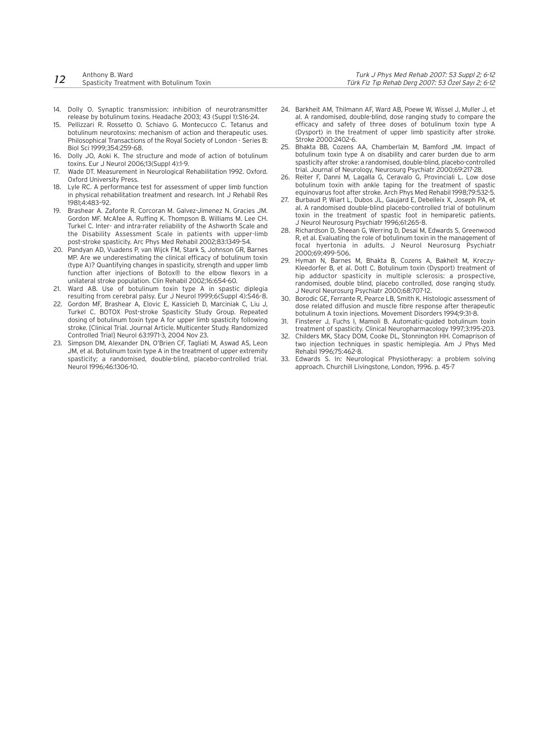14. Dolly O. Synaptic transmission: inhibition of neurotransmitter release by botulinum toxins. Headache 2003; 43 (Suppl 1):S16-24.
15. Pellizzari R. Rossetto O. Schiavo G. Montecucco C. Tetanus and botulinum neurotoxins: mechanism of action and therapeutic uses. Philosophical Transactions of the Royal Society of London - Series B: Biol Sci 1999;354:259-68.
16. Dolly JO, Aoki K. The structure and mode of action of botulinum toxins. Eur J Neurol 2006;13(Suppl 4):1-9.
17. Wade DT. Measurement in Neurological Rehabilitation 1992. Oxford. Oxford University Press.
18. Lyle RC. A performance test for assessment of upper limb function in physical rehabilitation treatment and research. Int J Rehabil Res 1981;4:483-92.
19. Brashear A. Zafonte R. Corcoran M. Galvez-Jimenez N. Gracies JM. Gordon MF. McAfee A. Ruffing K. Thompson B. Williams M. Lee CH. Turkel C. Inter- and intra-rater reliability of the Ashworth Scale and the Disability Assessment Scale in patients with upper-limb post-stroke spasticity. Arc Phys Med Rehabil 2002;83:1349-54.
20. Pandyan AD, Vuadens P, van Wijck FM, Stark S, Johnson GR, Barnes MP. Are we underestimating the clinical efficacy of botulinum toxin (type A)? Quantifying changes in spasticity, strength and upper limb function after injections of Botox® to the elbow flexors in a unilateral stroke population. Clin Rehabil 2002;16:654-60.
21. Ward AB. Use of botulinum toxin type A in spastic diplegia resulting from cerebral palsy. Eur J Neurol 1999;6(Suppl 4):S46-8.
22. Gordon MF, Brashear A, Elovic E, Kassicieh D, Marciniak C, Liu J, Turkel C. BOTOX Post-stroke Spasticity Study Group. Repeated dosing of botulinum toxin type A for upper limb spasticity following stroke. [Clinical Trial. Journal Article. Multicenter Study. Randomized Controlled Trial] Neurol 63:1971-3, 2004 Nov 23.
23. Simpson DM, Alexander DN, O'Brien CF, Tagliati M, Aswad AS, Leon JM, et al. Botulinum toxin type A in the treatment of upper extremity spasticity; a randomised, double-blind, placebo-controlled trial. Neurol 1996;46:1306-10.
24. Barkheit AM, Thilmann AF, Ward AB, Poewe W, Wissel J, Muller J, et al. A randomised, double-blind, dose ranging study to compare the efficacy and safety of three doses of botulinum toxin type A (Dysport) in the treatment of upper limb spasticity after stroke. Stroke 2000:2402-6.
25. Bhakta BB, Cozens AA, Chamberlain M, Bamford JM. Impact of botulinum toxin type A on disability and carer burden due to arm spasticity after stroke: a randomised, double-blind, placebo-controlled trial. Journal of Neurology, Neurosurg Psychiatr 2000;69:217-28.
26. Reiter F, Danni M, Lagalla G, Ceravalo G, Provinciali L. Low dose botulinum toxin with ankle taping for the treatment of spastic equinovarus foot after stroke. Arch Phys Med Rehabil 1998;79:532-5.
27. Burbaud P, Wiart L, Dubos JL, Gaujard E, Debelleix X, Joseph PA, et al. A randomised double-blind placebo-controlled trial of botulinum toxin in the treatment of spastic foot in hemiparetic patients. J Neurol Neurosurg Psychiatr 1996;61:265-8.
28. Richardson D, Sheean G, Werring D, Desai M, Edwards S, Greenwood R, et al. Evaluating the role of botulinum toxin in the management of focal hyertonia in adults. J Neurol Neurosurg Psychiatr 2000;69;499-506.
29. Hyman N, Barnes M, Bhakta B, Cozens A, Bakheit M, Kreczy-Kleedorfer B, et al. Dott C. Botulinum toxin (Dysport) treatment of hip adductor spasticity in multiple sclerosis: a prospective, randomised, double blind, placebo controlled, dose ranging study. J Neurol Neurosurg Psychiatr 2000;68:707-12.
30. Borodic GE, Ferrante R, Pearce LB, Smith K. Histologic assessment of dose related diffusion and muscle fibre response after therapeutic botulinum A toxin injections. Movement Disorders 1994;9:31-8.
31. Finsterer J, Fuchs I, Mamoli B. Automatic-guided botulinum toxin treatment of spasticity. Clinical Neuropharmacology 1997;3:195-203.
32. Childers MK, Stacy DOM, Cooke DL, Stonnington HH. Comaprison of two injection techniques in spastic hemiplegia. Am J Phys Med Rehabil 1996;75:462-8.
33. Edwards S. In: Neurological Physiotherapy: a problem solving approach. Churchill Livingstone, London, 1996. p. 45-7